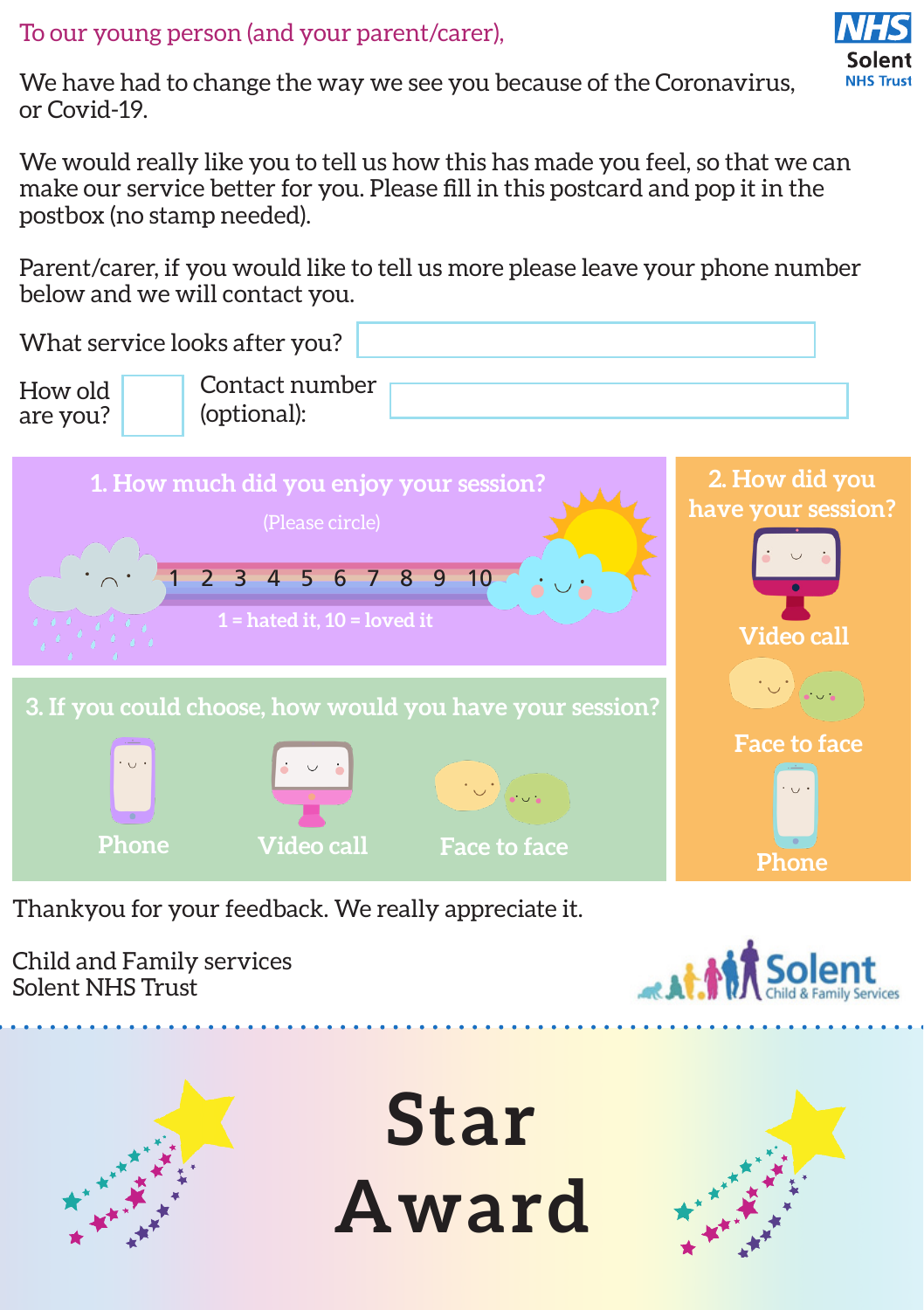To our young person (and your parent/carer),

We have had to change the way we see you because of the Coronavirus, or Covid-19.

We would really like you to tell us how this has made you feel, so that we can make our service better for you. Please fill in this postcard and pop it in the postbox (no stamp needed).

Parent/carer, if you would like to tell us more please leave your phone number below and we will contact you.

What service looks after you?

How old are you?

Contact number (optional):

## 1. How much did you enjoy your session?

(Please circle)

1 2 3 4 5 6 7 8 9 10

1 = hated it, 10 = loved it

## 2. How did you have your session?

Video call

Face to face

Phone

## 3. If you could choose, how would you have your session?

Phone

Video call

Face to face

Thankyou for your feedback. We really appreciate it.

Child and Family services
Solent NHS Trust

# Star Award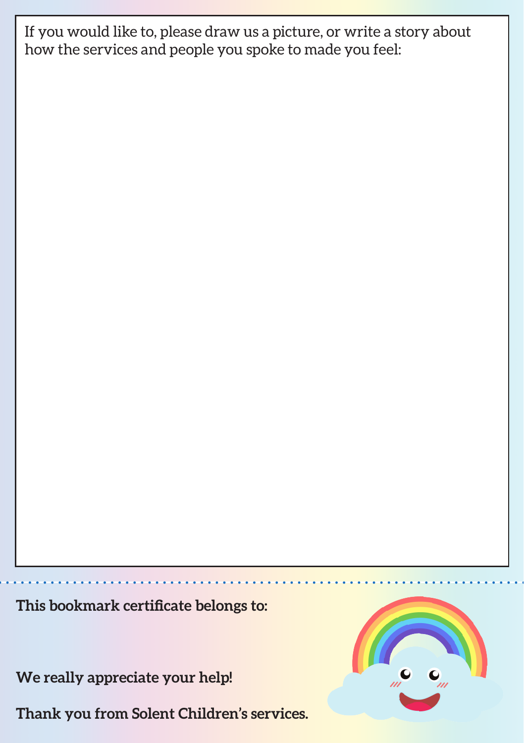If you would like to, please draw us a picture, or write a story about how the services and people you spoke to made you feel:

**This bookmark certificate belongs to:**

**We really appreciate your help!**

**Thank you from Solent Children's services.**